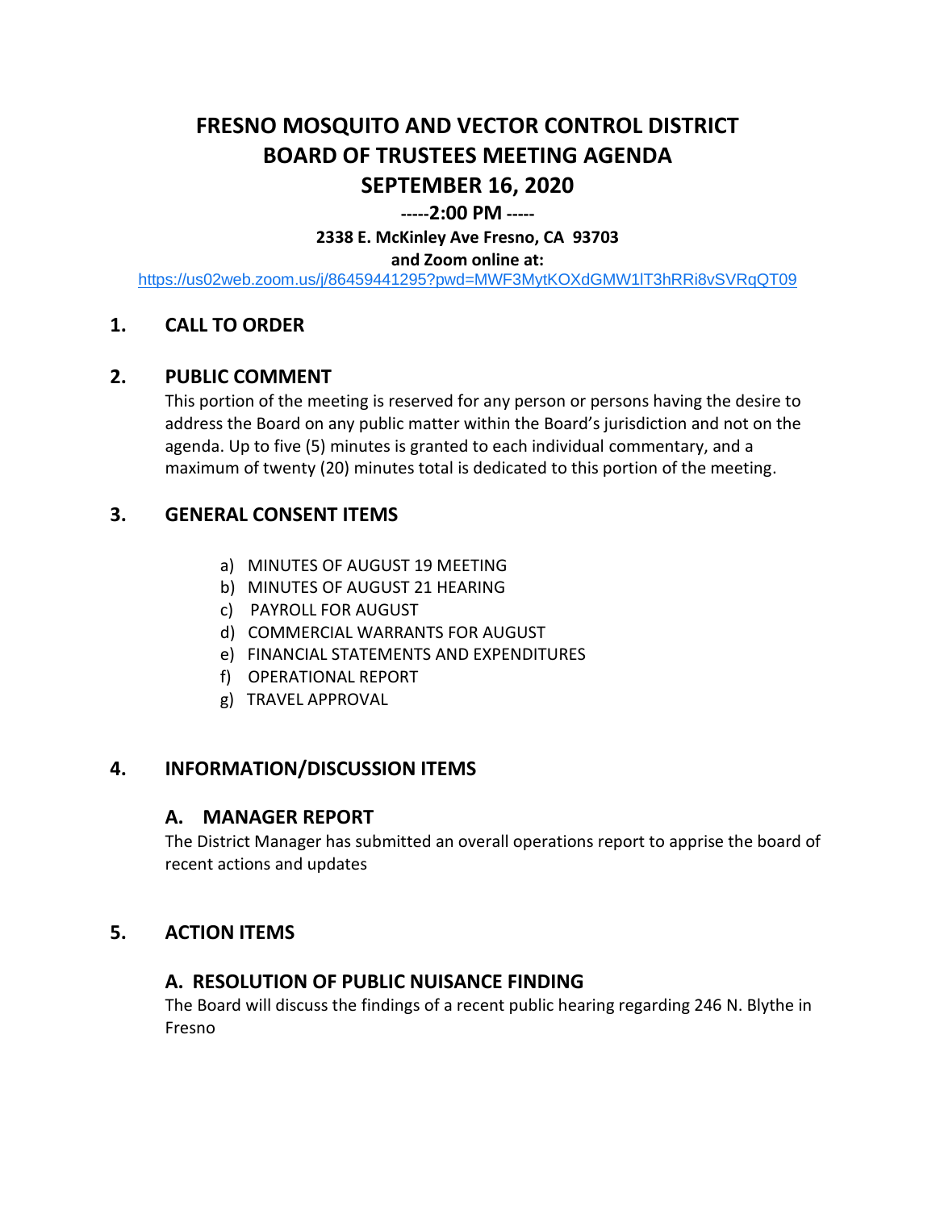# FRESNO MOSQUITO AND VECTOR CONTROL DISTRICT
# BOARD OF TRUSTEES MEETING AGENDA
# SEPTEMBER 16, 2020

**-----2:00 PM -----**

**2338 E. McKinley Ave Fresno, CA 93703**

**and Zoom online at:**

https://us02web.zoom.us/j/86459441295?pwd=MWF3MytKOXdGMW1lT3hRRi8vSVRqQT09

## 1. CALL TO ORDER

## 2. PUBLIC COMMENT

This portion of the meeting is reserved for any person or persons having the desire to address the Board on any public matter within the Board's jurisdiction and not on the agenda. Up to five (5) minutes is granted to each individual commentary, and a maximum of twenty (20) minutes total is dedicated to this portion of the meeting.

## 3. GENERAL CONSENT ITEMS

a) MINUTES OF AUGUST 19 MEETING
b) MINUTES OF AUGUST 21 HEARING
c) PAYROLL FOR AUGUST
d) COMMERCIAL WARRANTS FOR AUGUST
e) FINANCIAL STATEMENTS AND EXPENDITURES
f) OPERATIONAL REPORT
g) TRAVEL APPROVAL

## 4. INFORMATION/DISCUSSION ITEMS

### A. MANAGER REPORT

The District Manager has submitted an overall operations report to apprise the board of recent actions and updates

## 5. ACTION ITEMS

### A. RESOLUTION OF PUBLIC NUISANCE FINDING

The Board will discuss the findings of a recent public hearing regarding 246 N. Blythe in Fresno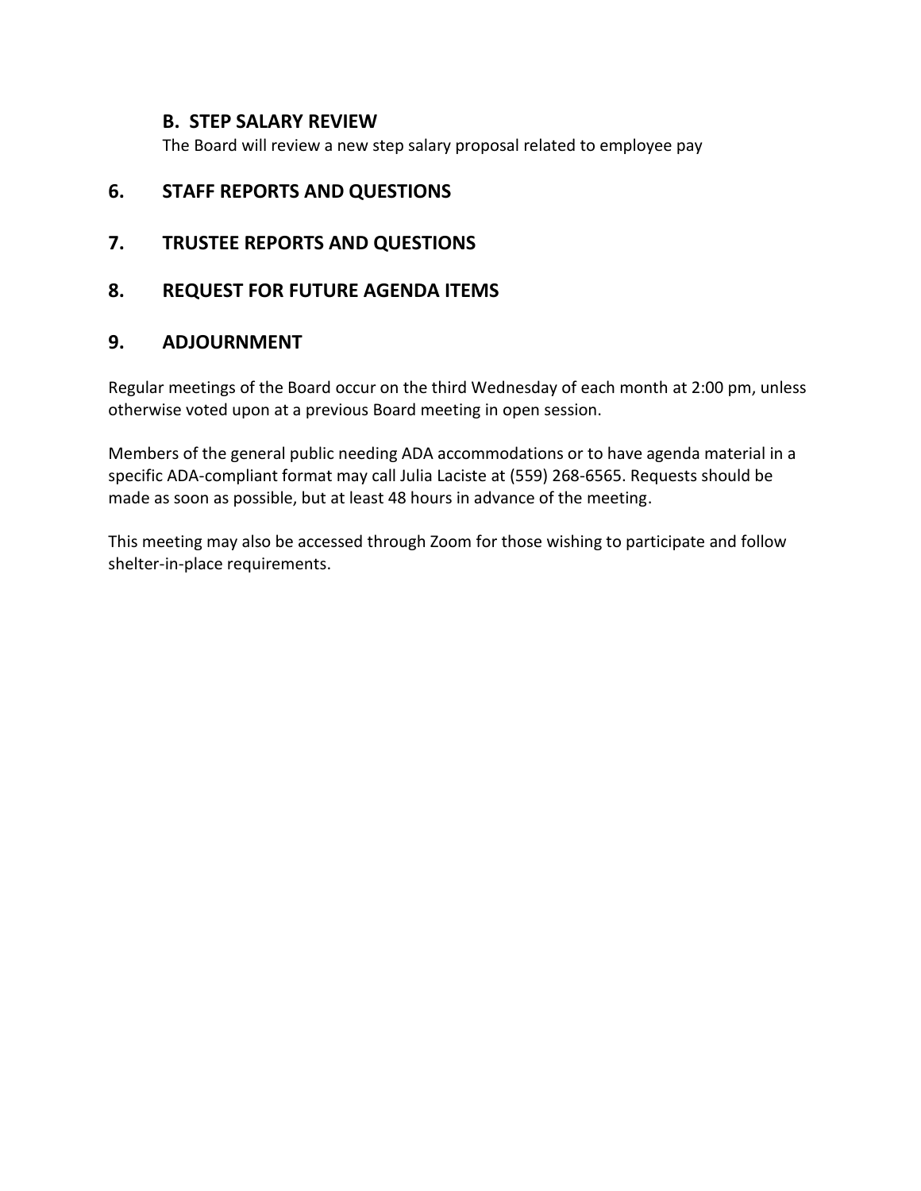### B. STEP SALARY REVIEW

The Board will review a new step salary proposal related to employee pay

## 6. STAFF REPORTS AND QUESTIONS

## 7. TRUSTEE REPORTS AND QUESTIONS

## 8. REQUEST FOR FUTURE AGENDA ITEMS

## 9. ADJOURNMENT

Regular meetings of the Board occur on the third Wednesday of each month at 2:00 pm, unless otherwise voted upon at a previous Board meeting in open session.

Members of the general public needing ADA accommodations or to have agenda material in a specific ADA-compliant format may call Julia Laciste at (559) 268-6565. Requests should be made as soon as possible, but at least 48 hours in advance of the meeting.

This meeting may also be accessed through Zoom for those wishing to participate and follow shelter-in-place requirements.